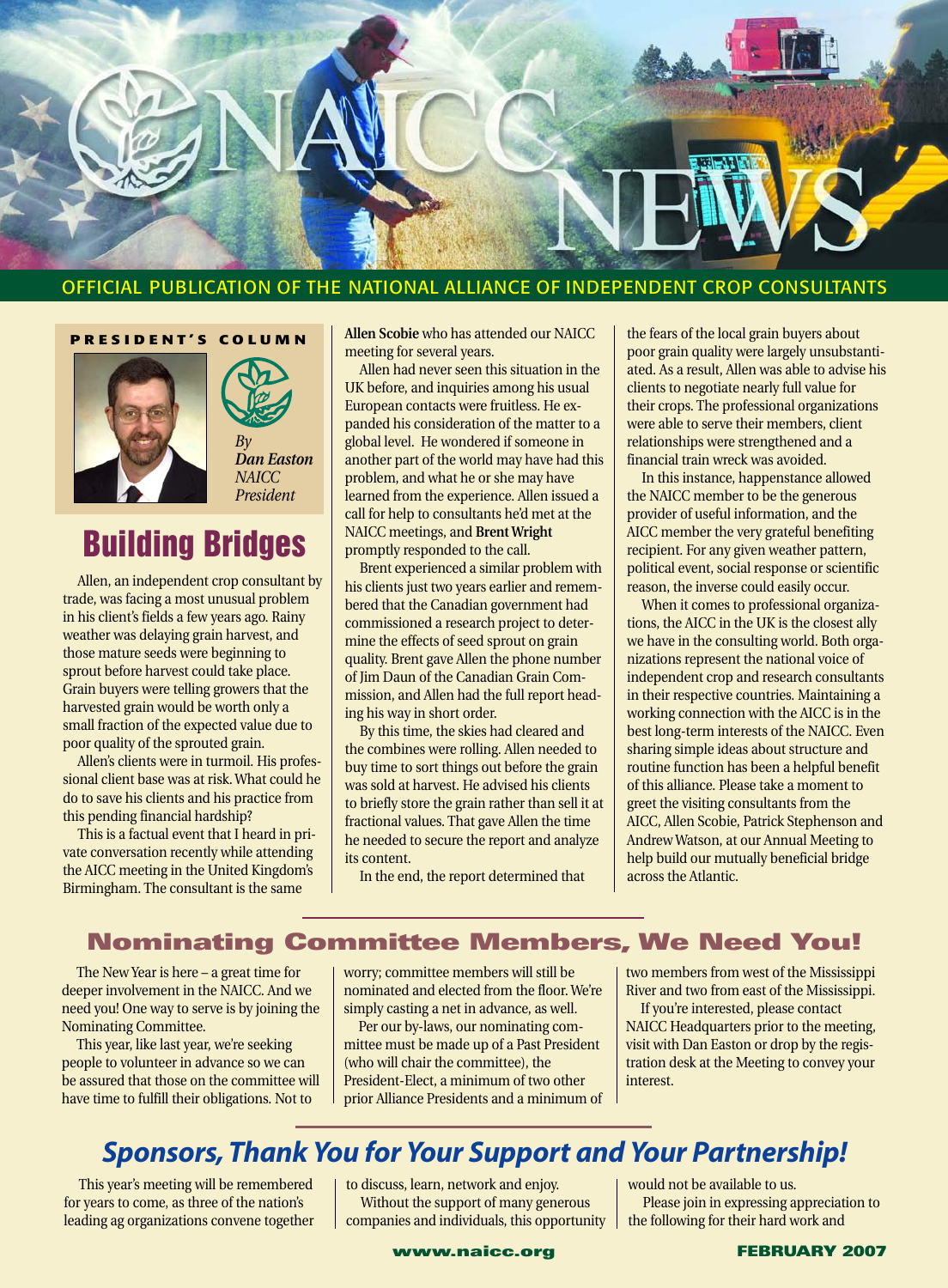# NAICC NEWS

OFFICIAL PUBLICATION OF THE NATIONAL ALLIANCE OF INDEPENDENT CROP CONSULTANTS

**PRESIDENT'S COLUMN**

*By*
***Dan Easton***
*NAICC*
*President*

## Building Bridges

Allen, an independent crop consultant by trade, was facing a most unusual problem in his client's fields a few years ago. Rainy weather was delaying grain harvest, and those mature seeds were beginning to sprout before harvest could take place. Grain buyers were telling growers that the harvested grain would be worth only a small fraction of the expected value due to poor quality of the sprouted grain.

Allen's clients were in turmoil. His professional client base was at risk. What could he do to save his clients and his practice from this pending financial hardship?

This is a factual event that I heard in private conversation recently while attending the AICC meeting in the United Kingdom's Birmingham. The consultant is the same **Allen Scobie** who has attended our NAICC meeting for several years.

Allen had never seen this situation in the UK before, and inquiries among his usual European contacts were fruitless. He expanded his consideration of the matter to a global level. He wondered if someone in another part of the world may have had this problem, and what he or she may have learned from the experience. Allen issued a call for help to consultants he'd met at the NAICC meetings, and **Brent Wright** promptly responded to the call.

Brent experienced a similar problem with his clients just two years earlier and remembered that the Canadian government had commissioned a research project to determine the effects of seed sprout on grain quality. Brent gave Allen the phone number of Jim Daun of the Canadian Grain Commission, and Allen had the full report heading his way in short order.

By this time, the skies had cleared and the combines were rolling. Allen needed to buy time to sort things out before the grain was sold at harvest. He advised his clients to briefly store the grain rather than sell it at fractional values. That gave Allen the time he needed to secure the report and analyze its content.

In the end, the report determined that the fears of the local grain buyers about poor grain quality were largely unsubstantiated. As a result, Allen was able to advise his clients to negotiate nearly full value for their crops. The professional organizations were able to serve their members, client relationships were strengthened and a financial train wreck was avoided.

In this instance, happenstance allowed the NAICC member to be the generous provider of useful information, and the AICC member the very grateful benefiting recipient. For any given weather pattern, political event, social response or scientific reason, the inverse could easily occur.

When it comes to professional organizations, the AICC in the UK is the closest ally we have in the consulting world. Both organizations represent the national voice of independent crop and research consultants in their respective countries. Maintaining a working connection with the AICC is in the best long-term interests of the NAICC. Even sharing simple ideas about structure and routine function has been a helpful benefit of this alliance. Please take a moment to greet the visiting consultants from the AICC, Allen Scobie, Patrick Stephenson and Andrew Watson, at our Annual Meeting to help build our mutually beneficial bridge across the Atlantic.

## Nominating Committee Members, We Need You!

The New Year is here – a great time for deeper involvement in the NAICC. And we need you! One way to serve is by joining the Nominating Committee.

This year, like last year, we're seeking people to volunteer in advance so we can be assured that those on the committee will have time to fulfill their obligations. Not to worry; committee members will still be nominated and elected from the floor. We're simply casting a net in advance, as well.

Per our by-laws, our nominating committee must be made up of a Past President (who will chair the committee), the President-Elect, a minimum of two other prior Alliance Presidents and a minimum of two members from west of the Mississippi River and two from east of the Mississippi.

If you're interested, please contact NAICC Headquarters prior to the meeting, visit with Dan Easton or drop by the registration desk at the Meeting to convey your interest.

## *Sponsors, Thank You for Your Support and Your Partnership!*

This year's meeting will be remembered for years to come, as three of the nation's leading ag organizations convene together to discuss, learn, network and enjoy.

Without the support of many generous companies and individuals, this opportunity would not be available to us.

Please join in expressing appreciation to the following for their hard work and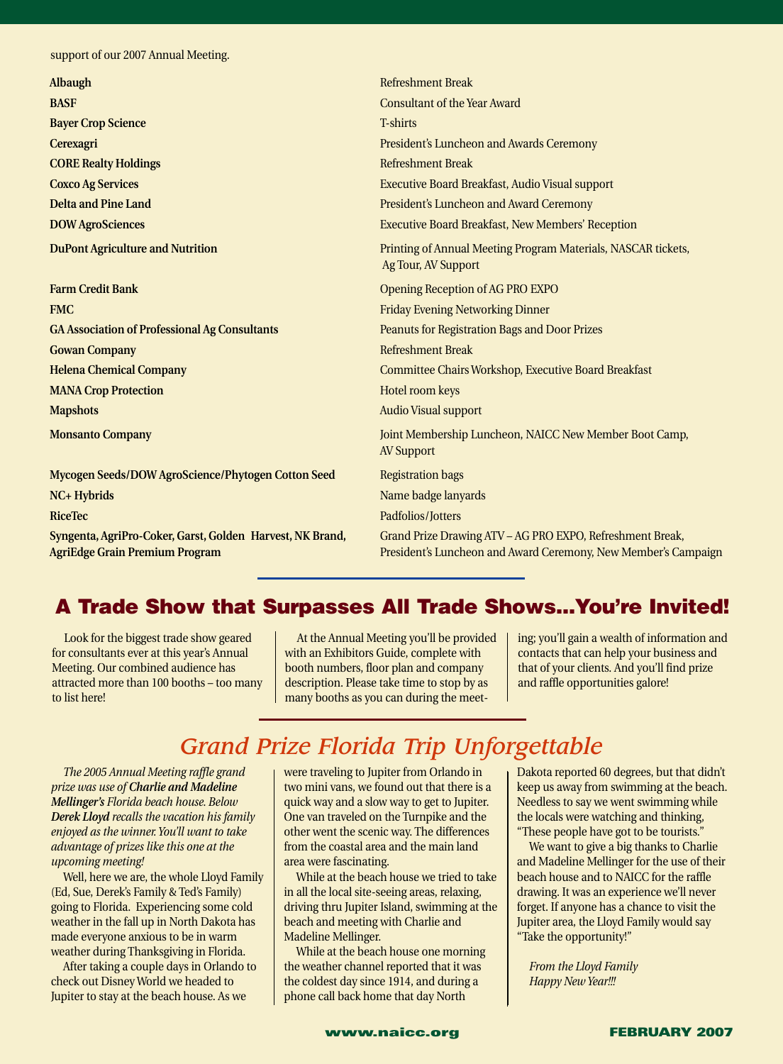support of our 2007 Annual Meeting.

| | |
|---|---|
| **Albaugh** | Refreshment Break |
| **BASF** | Consultant of the Year Award |
| **Bayer Crop Science** | T-shirts |
| **Cerexagri** | President's Luncheon and Awards Ceremony |
| **CORE Realty Holdings** | Refreshment Break |
| **Coxco Ag Services** | Executive Board Breakfast, Audio Visual support |
| **Delta and Pine Land** | President's Luncheon and Award Ceremony |
| **DOW AgroSciences** | Executive Board Breakfast, New Members' Reception |
| **DuPont Agriculture and Nutrition** | Printing of Annual Meeting Program Materials, NASCAR tickets, Ag Tour, AV Support |
| **Farm Credit Bank** | Opening Reception of AG PRO EXPO |
| **FMC** | Friday Evening Networking Dinner |
| **GA Association of Professional Ag Consultants** | Peanuts for Registration Bags and Door Prizes |
| **Gowan Company** | Refreshment Break |
| **Helena Chemical Company** | Committee Chairs Workshop, Executive Board Breakfast |
| **MANA Crop Protection** | Hotel room keys |
| **Mapshots** | Audio Visual support |
| **Monsanto Company** | Joint Membership Luncheon, NAICC New Member Boot Camp, AV Support |
| **Mycogen Seeds/DOW AgroScience/Phytogen Cotton Seed** | Registration bags |
| **NC+ Hybrids** | Name badge lanyards |
| **RiceTec** | Padfolios/Jotters |
| **Syngenta, AgriPro-Coker, Garst, Golden Harvest, NK Brand, AgriEdge Grain Premium Program** | Grand Prize Drawing ATV – AG PRO EXPO, Refreshment Break, President's Luncheon and Award Ceremony, New Member's Campaign |

## A Trade Show that Surpasses All Trade Shows...You're Invited!

Look for the biggest trade show geared for consultants ever at this year's Annual Meeting. Our combined audience has attracted more than 100 booths – too many to list here!

At the Annual Meeting you'll be provided with an Exhibitors Guide, complete with booth numbers, floor plan and company description. Please take time to stop by as many booths as you can during the meeting; you'll gain a wealth of information and contacts that can help your business and that of your clients. And you'll find prize and raffle opportunities galore!

## *Grand Prize Florida Trip Unforgettable*

*The 2005 Annual Meeting raffle grand prize was use of* ***Charlie and Madeline Mellinger's*** *Florida beach house. Below* ***Derek Lloyd*** *recalls the vacation his family enjoyed as the winner. You'll want to take advantage of prizes like this one at the upcoming meeting!*

Well, here we are, the whole Lloyd Family (Ed, Sue, Derek's Family & Ted's Family) going to Florida. Experiencing some cold weather in the fall up in North Dakota has made everyone anxious to be in warm weather during Thanksgiving in Florida.

After taking a couple days in Orlando to check out Disney World we headed to Jupiter to stay at the beach house. As we were traveling to Jupiter from Orlando in two mini vans, we found out that there is a quick way and a slow way to get to Jupiter. One van traveled on the Turnpike and the other went the scenic way. The differences from the coastal area and the main land area were fascinating.

While at the beach house we tried to take in all the local site-seeing areas, relaxing, driving thru Jupiter Island, swimming at the beach and meeting with Charlie and Madeline Mellinger.

While at the beach house one morning the weather channel reported that it was the coldest day since 1914, and during a phone call back home that day North Dakota reported 60 degrees, but that didn't keep us away from swimming at the beach. Needless to say we went swimming while the locals were watching and thinking, "These people have got to be tourists."

We want to give a big thanks to Charlie and Madeline Mellinger for the use of their beach house and to NAICC for the raffle drawing. It was an experience we'll never forget. If anyone has a chance to visit the Jupiter area, the Lloyd Family would say "Take the opportunity!"

*From the Lloyd Family*
*Happy New Year!!!*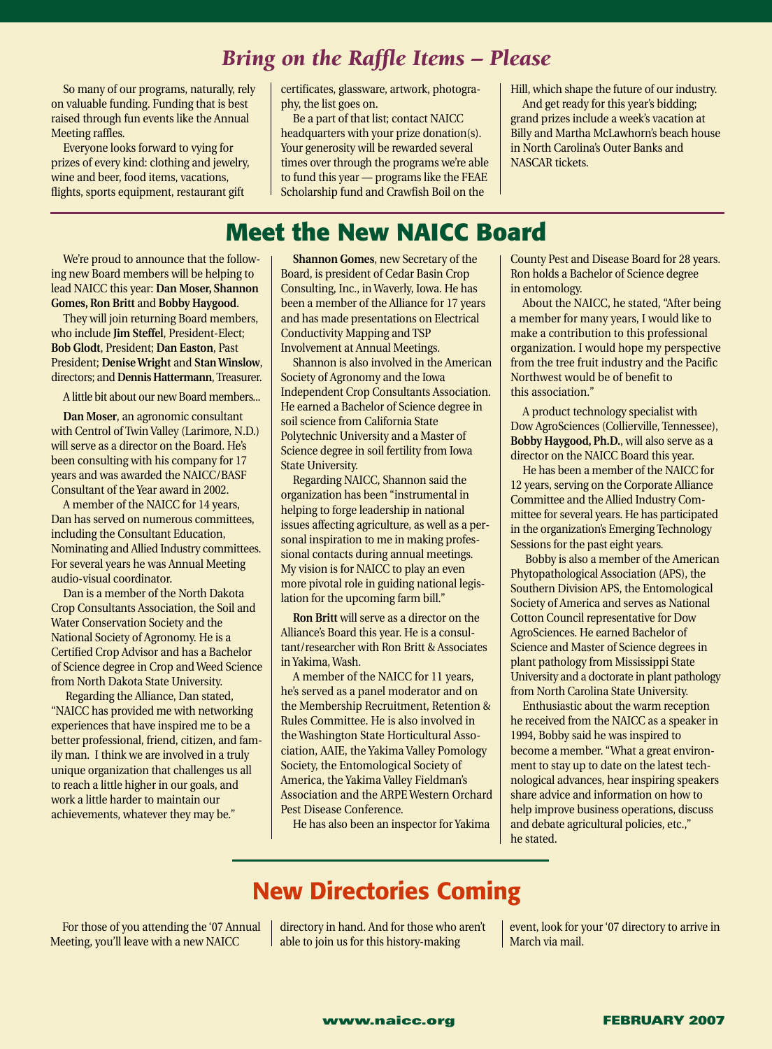## *Bring on the Raffle Items – Please*

So many of our programs, naturally, rely on valuable funding. Funding that is best raised through fun events like the Annual Meeting raffles.

Everyone looks forward to vying for prizes of every kind: clothing and jewelry, wine and beer, food items, vacations, flights, sports equipment, restaurant gift certificates, glassware, artwork, photography, the list goes on.

Be a part of that list; contact NAICC headquarters with your prize donation(s). Your generosity will be rewarded several times over through the programs we're able to fund this year — programs like the FEAE Scholarship fund and Crawfish Boil on the Hill, which shape the future of our industry.

And get ready for this year's bidding; grand prizes include a week's vacation at Billy and Martha McLawhorn's beach house in North Carolina's Outer Banks and NASCAR tickets.

# Meet the New NAICC Board

We're proud to announce that the following new Board members will be helping to lead NAICC this year: **Dan Moser, Shannon Gomes, Ron Britt** and **Bobby Haygood**.

They will join returning Board members, who include **Jim Steffel**, President-Elect; **Bob Glodt**, President; **Dan Easton**, Past President; **Denise Wright** and **Stan Winslow**, directors; and **Dennis Hattermann**, Treasurer.

A little bit about our new Board members...

**Dan Moser**, an agronomic consultant with Centrol of Twin Valley (Larimore, N.D.) will serve as a director on the Board. He's been consulting with his company for 17 years and was awarded the NAICC/BASF Consultant of the Year award in 2002.

A member of the NAICC for 14 years, Dan has served on numerous committees, including the Consultant Education, Nominating and Allied Industry committees. For several years he was Annual Meeting audio-visual coordinator.

Dan is a member of the North Dakota Crop Consultants Association, the Soil and Water Conservation Society and the National Society of Agronomy. He is a Certified Crop Advisor and has a Bachelor of Science degree in Crop and Weed Science from North Dakota State University.

Regarding the Alliance, Dan stated, "NAICC has provided me with networking experiences that have inspired me to be a better professional, friend, citizen, and family man. I think we are involved in a truly unique organization that challenges us all to reach a little higher in our goals, and work a little harder to maintain our achievements, whatever they may be."

**Shannon Gomes**, new Secretary of the Board, is president of Cedar Basin Crop Consulting, Inc., in Waverly, Iowa. He has been a member of the Alliance for 17 years and has made presentations on Electrical Conductivity Mapping and TSP Involvement at Annual Meetings.

Shannon is also involved in the American Society of Agronomy and the Iowa Independent Crop Consultants Association. He earned a Bachelor of Science degree in soil science from California State Polytechnic University and a Master of Science degree in soil fertility from Iowa State University.

Regarding NAICC, Shannon said the organization has been "instrumental in helping to forge leadership in national issues affecting agriculture, as well as a personal inspiration to me in making professional contacts during annual meetings. My vision is for NAICC to play an even more pivotal role in guiding national legislation for the upcoming farm bill."

**Ron Britt** will serve as a director on the Alliance's Board this year. He is a consultant/researcher with Ron Britt & Associates in Yakima, Wash.

A member of the NAICC for 11 years, he's served as a panel moderator and on the Membership Recruitment, Retention & Rules Committee. He is also involved in the Washington State Horticultural Association, AAIE, the Yakima Valley Pomology Society, the Entomological Society of America, the Yakima Valley Fieldman's Association and the ARPE Western Orchard Pest Disease Conference.

He has also been an inspector for Yakima County Pest and Disease Board for 28 years. Ron holds a Bachelor of Science degree in entomology.

About the NAICC, he stated, "After being a member for many years, I would like to make a contribution to this professional organization. I would hope my perspective from the tree fruit industry and the Pacific Northwest would be of benefit to this association."

A product technology specialist with Dow AgroSciences (Collierville, Tennessee), **Bobby Haygood, Ph.D.**, will also serve as a director on the NAICC Board this year.

He has been a member of the NAICC for 12 years, serving on the Corporate Alliance Committee and the Allied Industry Committee for several years. He has participated in the organization's Emerging Technology Sessions for the past eight years.

Bobby is also a member of the American Phytopathological Association (APS), the Southern Division APS, the Entomological Society of America and serves as National Cotton Council representative for Dow AgroSciences. He earned Bachelor of Science and Master of Science degrees in plant pathology from Mississippi State University and a doctorate in plant pathology from North Carolina State University.

Enthusiastic about the warm reception he received from the NAICC as a speaker in 1994, Bobby said he was inspired to become a member. "What a great environment to stay up to date on the latest technological advances, hear inspiring speakers share advice and information on how to help improve business operations, discuss and debate agricultural policies, etc.," he stated.

# New Directories Coming

For those of you attending the '07 Annual Meeting, you'll leave with a new NAICC directory in hand. And for those who aren't able to join us for this history-making event, look for your '07 directory to arrive in March via mail.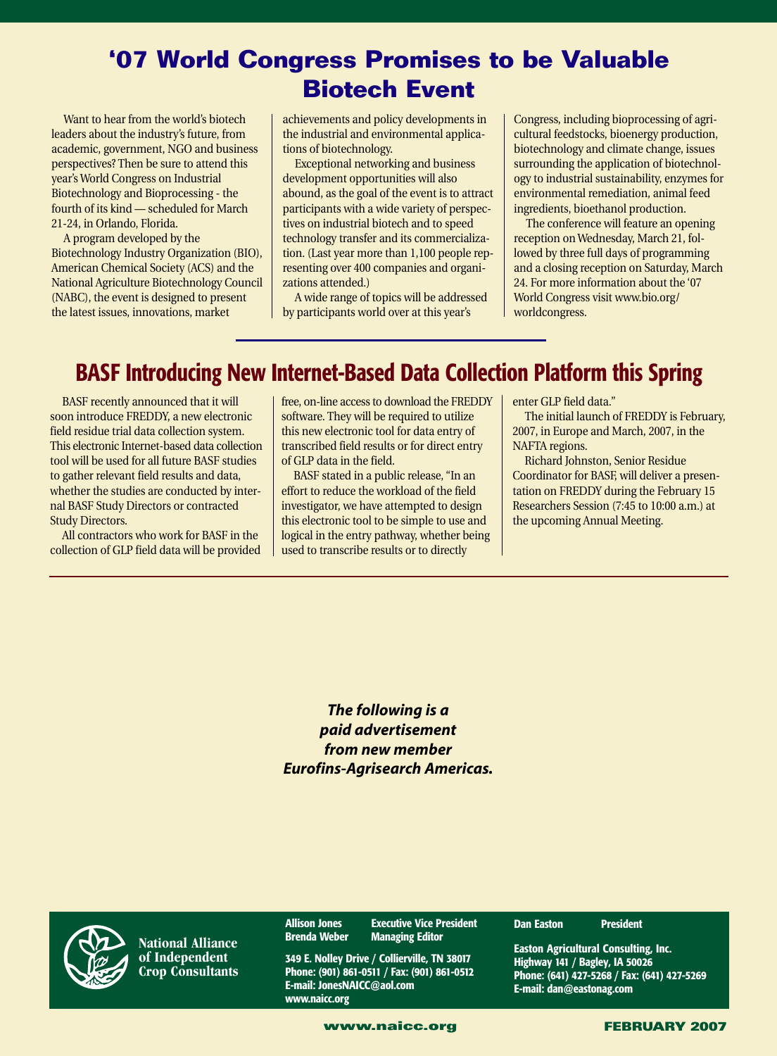# '07 World Congress Promises to be Valuable Biotech Event

Want to hear from the world's biotech leaders about the industry's future, from academic, government, NGO and business perspectives? Then be sure to attend this year's World Congress on Industrial Biotechnology and Bioprocessing - the fourth of its kind — scheduled for March 21-24, in Orlando, Florida.

A program developed by the Biotechnology Industry Organization (BIO), American Chemical Society (ACS) and the National Agriculture Biotechnology Council (NABC), the event is designed to present the latest issues, innovations, market achievements and policy developments in the industrial and environmental applications of biotechnology.

Exceptional networking and business development opportunities will also abound, as the goal of the event is to attract participants with a wide variety of perspectives on industrial biotech and to speed technology transfer and its commercialization. (Last year more than 1,100 people representing over 400 companies and organizations attended.)

A wide range of topics will be addressed by participants world over at this year's Congress, including bioprocessing of agricultural feedstocks, bioenergy production, biotechnology and climate change, issues surrounding the application of biotechnology to industrial sustainability, enzymes for environmental remediation, animal feed ingredients, bioethanol production.

The conference will feature an opening reception on Wednesday, March 21, followed by three full days of programming and a closing reception on Saturday, March 24. For more information about the '07 World Congress visit www.bio.org/worldcongress.

# BASF Introducing New Internet-Based Data Collection Platform this Spring

BASF recently announced that it will soon introduce FREDDY, a new electronic field residue trial data collection system. This electronic Internet-based data collection tool will be used for all future BASF studies to gather relevant field results and data, whether the studies are conducted by internal BASF Study Directors or contracted Study Directors.

All contractors who work for BASF in the collection of GLP field data will be provided free, on-line access to download the FREDDY software. They will be required to utilize this new electronic tool for data entry of transcribed field results or for direct entry of GLP data in the field.

BASF stated in a public release, "In an effort to reduce the workload of the field investigator, we have attempted to design this electronic tool to be simple to use and logical in the entry pathway, whether being used to transcribe results or to directly enter GLP field data."

The initial launch of FREDDY is February, 2007, in Europe and March, 2007, in the NAFTA regions.

Richard Johnston, Senior Residue Coordinator for BASF, will deliver a presentation on FREDDY during the February 15 Researchers Session (7:45 to 10:00 a.m.) at the upcoming Annual Meeting.

***The following is a paid advertisement from new member Eurofins-Agrisearch Americas.***

**National Alliance of Independent Crop Consultants**

**Allison Jones** — **Executive Vice President**
**Brenda Weber** — **Managing Editor**

**349 E. Nolley Drive / Collierville, TN 38017**
**Phone: (901) 861-0511 / Fax: (901) 861-0512**
**E-mail: JonesNAICC@aol.com**
**www.naicc.org**

**Dan Easton** — **President**

**Easton Agricultural Consulting, Inc.**
**Highway 141 / Bagley, IA 50026**
**Phone: (641) 427-5268 / Fax: (641) 427-5269**
**E-mail: dan@eastonag.com**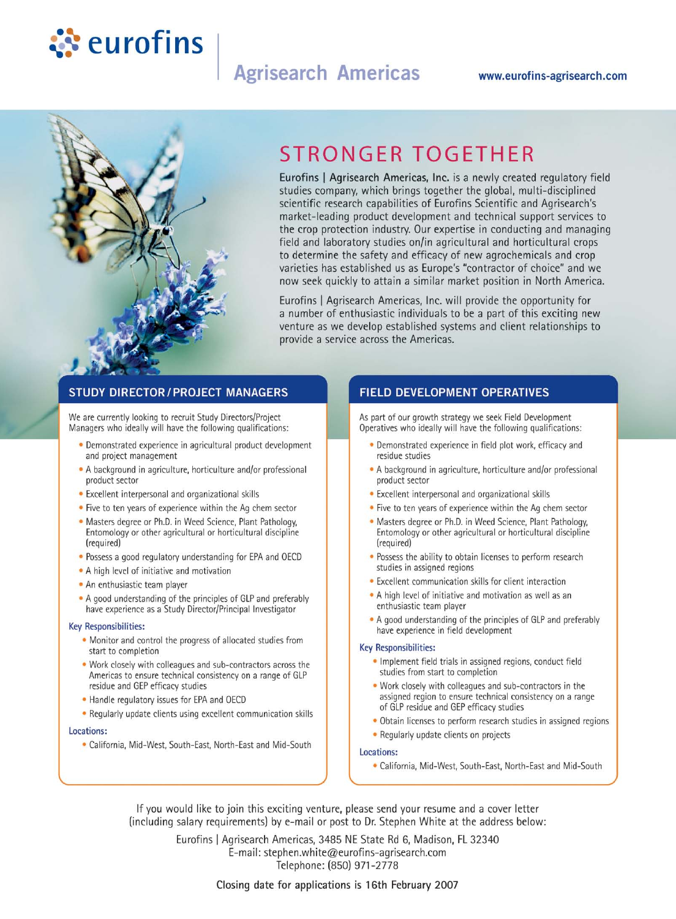eurofins | Agrisearch Americas

www.eurofins-agrisearch.com

# STRONGER TOGETHER

Eurofins | **Agrisearch Americas, Inc.** is a newly created regulatory field studies company, which brings together the global, multi-disciplined scientific research capabilities of Eurofins Scientific and Agrisearch's market-leading product development and technical support services to the crop protection industry. Our expertise in conducting and managing field and laboratory studies on/in agricultural and horticultural crops to determine the safety and efficacy of new agrochemicals and crop varieties has established us as Europe's "contractor of choice" and we now seek quickly to attain a similar market position in North America.

Eurofins | Agrisearch Americas, Inc. will provide the opportunity for a number of enthusiastic individuals to be a part of this exciting new venture as we develop established systems and client relationships to provide a service across the Americas.

## STUDY DIRECTOR / PROJECT MANAGERS

We are currently looking to recruit Study Directors/Project Managers who ideally will have the following qualifications:

- Demonstrated experience in agricultural product development and project management
- A background in agriculture, horticulture and/or professional product sector
- Excellent interpersonal and organizational skills
- Five to ten years of experience within the Ag chem sector
- Masters degree or Ph.D. in Weed Science, Plant Pathology, Entomology or other agricultural or horticultural discipline (required)
- Possess a good regulatory understanding for EPA and OECD
- A high level of initiative and motivation
- An enthusiastic team player
- A good understanding of the principles of GLP and preferably have experience as a Study Director/Principal Investigator

### Key Responsibilities:

- Monitor and control the progress of allocated studies from start to completion
- Work closely with colleagues and sub-contractors across the Americas to ensure technical consistency on a range of GLP residue and GEP efficacy studies
- Handle regulatory issues for EPA and OECD
- Regularly update clients using excellent communication skills

### Locations:

- California, Mid-West, South-East, North-East and Mid-South

## FIELD DEVELOPMENT OPERATIVES

As part of our growth strategy we seek Field Development Operatives who ideally will have the following qualifications:

- Demonstrated experience in field plot work, efficacy and residue studies
- A background in agriculture, horticulture and/or professional product sector
- Excellent interpersonal and organizational skills
- Five to ten years of experience within the Ag chem sector
- Masters degree or Ph.D. in Weed Science, Plant Pathology, Entomology or other agricultural or horticultural discipline (required)
- Possess the ability to obtain licenses to perform research studies in assigned regions
- Excellent communication skills for client interaction
- A high level of initiative and motivation as well as an enthusiastic team player
- A good understanding of the principles of GLP and preferably have experience in field development

### Key Responsibilities:

- Implement field trials in assigned regions, conduct field studies from start to completion
- Work closely with colleagues and sub-contractors in the assigned region to ensure technical consistency on a range of GLP residue and GEP efficacy studies
- Obtain licenses to perform research studies in assigned regions
- Regularly update clients on projects

### Locations:

- California, Mid-West, South-East, North-East and Mid-South

If you would like to join this exciting venture, please send your resume and a cover letter (including salary requirements) by e-mail or post to Dr. Stephen White at the address below:

Eurofins | Agrisearch Americas, 3485 NE State Rd 6, Madison, FL 32340
E-mail: stephen.white@eurofins-agrisearch.com
Telephone: (850) 971-2778

Closing date for applications is 16th February 2007